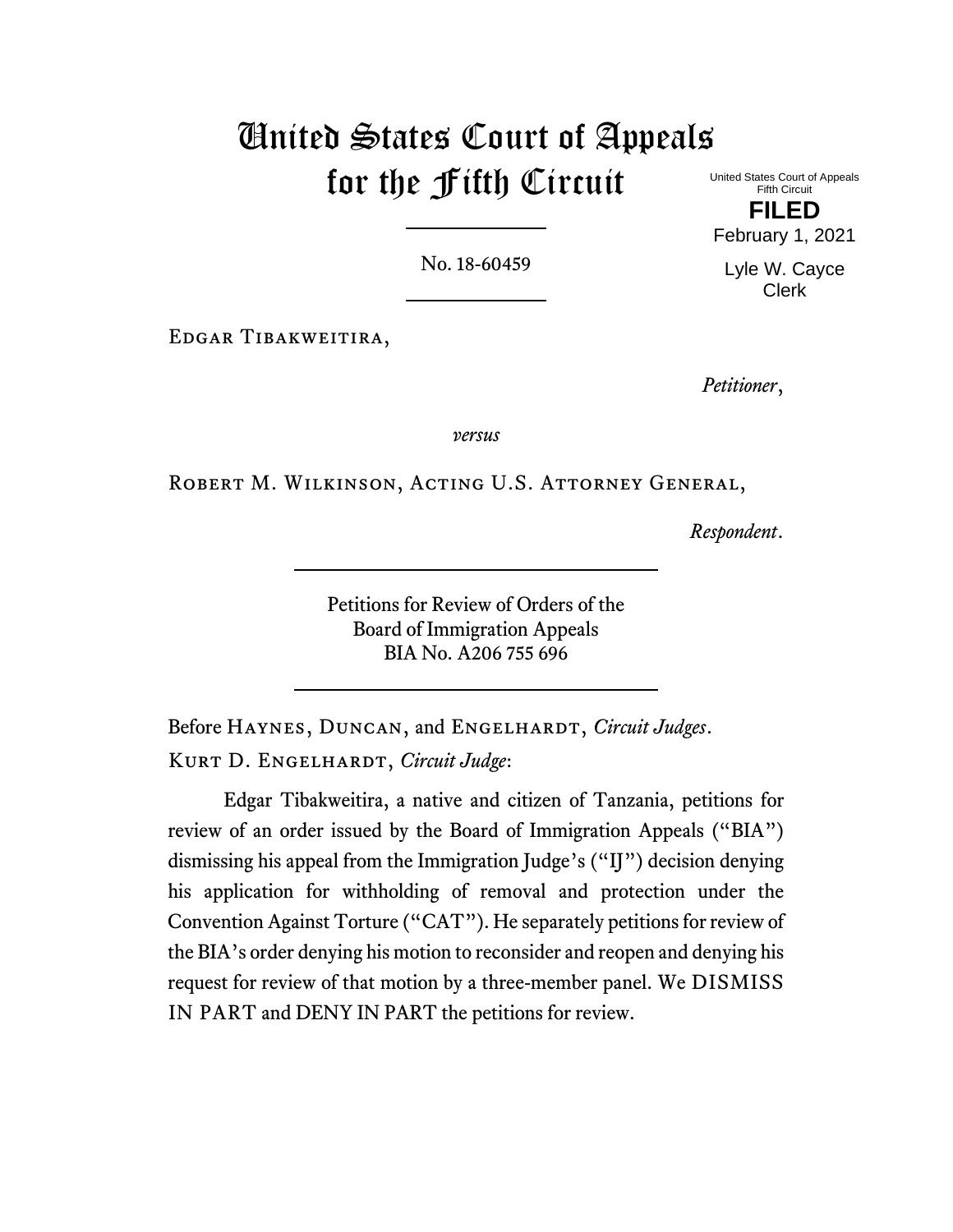# United States Court of Appeals for the Fifth Circuit

United States Court of Appeals
Fifth Circuit

**FILED**

February 1, 2021

Lyle W. Cayce
Clerk

No. 18-60459

Edgar Tibakweitira,

*Petitioner*,

*versus*

Robert M. Wilkinson, Acting U.S. Attorney General,

*Respondent*.

Petitions for Review of Orders of the
Board of Immigration Appeals
BIA No. A206 755 696

Before Haynes, Duncan, and Engelhardt, *Circuit Judges*.

Kurt D. Engelhardt, *Circuit Judge*:

Edgar Tibakweitira, a native and citizen of Tanzania, petitions for review of an order issued by the Board of Immigration Appeals ("BIA") dismissing his appeal from the Immigration Judge's ("IJ") decision denying his application for withholding of removal and protection under the Convention Against Torture ("CAT"). He separately petitions for review of the BIA's order denying his motion to reconsider and reopen and denying his request for review of that motion by a three-member panel. We DISMISS IN PART and DENY IN PART the petitions for review.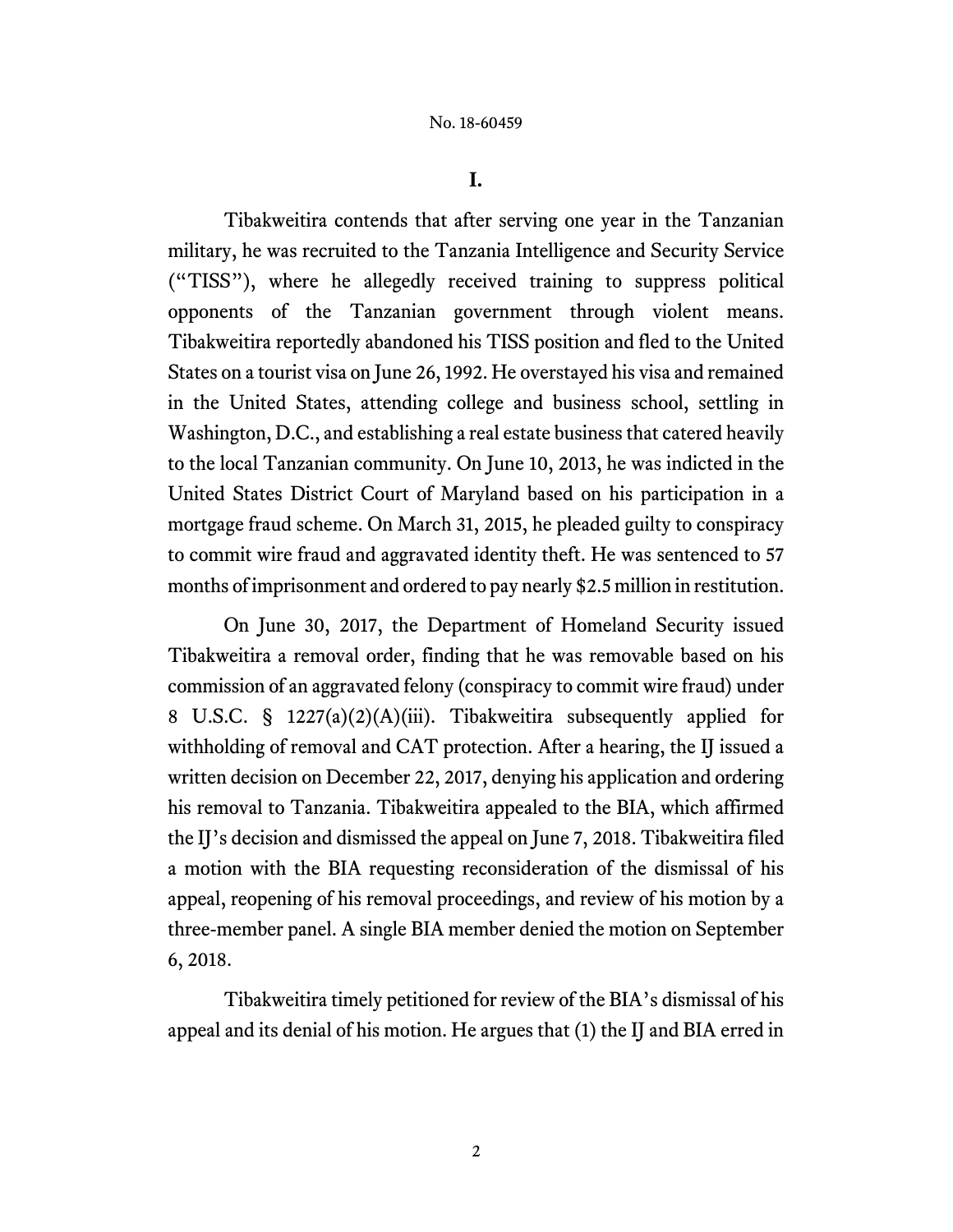## I.

Tibakweitira contends that after serving one year in the Tanzanian military, he was recruited to the Tanzania Intelligence and Security Service ("TISS"), where he allegedly received training to suppress political opponents of the Tanzanian government through violent means. Tibakweitira reportedly abandoned his TISS position and fled to the United States on a tourist visa on June 26, 1992. He overstayed his visa and remained in the United States, attending college and business school, settling in Washington, D.C., and establishing a real estate business that catered heavily to the local Tanzanian community. On June 10, 2013, he was indicted in the United States District Court of Maryland based on his participation in a mortgage fraud scheme. On March 31, 2015, he pleaded guilty to conspiracy to commit wire fraud and aggravated identity theft. He was sentenced to 57 months of imprisonment and ordered to pay nearly $2.5 million in restitution.

On June 30, 2017, the Department of Homeland Security issued Tibakweitira a removal order, finding that he was removable based on his commission of an aggravated felony (conspiracy to commit wire fraud) under 8 U.S.C. § 1227(a)(2)(A)(iii). Tibakweitira subsequently applied for withholding of removal and CAT protection. After a hearing, the IJ issued a written decision on December 22, 2017, denying his application and ordering his removal to Tanzania. Tibakweitira appealed to the BIA, which affirmed the IJ's decision and dismissed the appeal on June 7, 2018. Tibakweitira filed a motion with the BIA requesting reconsideration of the dismissal of his appeal, reopening of his removal proceedings, and review of his motion by a three-member panel. A single BIA member denied the motion on September 6, 2018.

Tibakweitira timely petitioned for review of the BIA's dismissal of his appeal and its denial of his motion. He argues that (1) the IJ and BIA erred in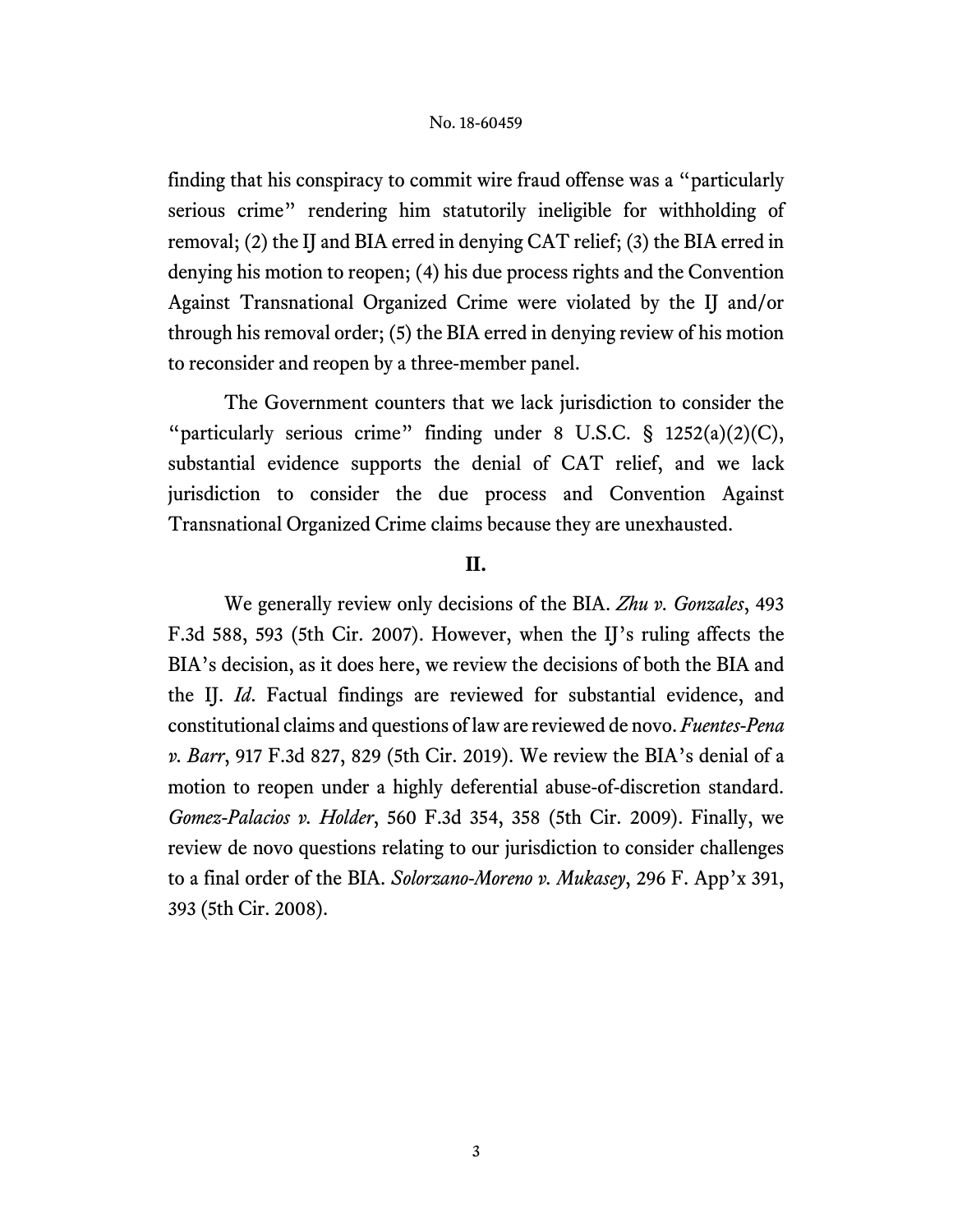finding that his conspiracy to commit wire fraud offense was a "particularly serious crime" rendering him statutorily ineligible for withholding of removal; (2) the IJ and BIA erred in denying CAT relief; (3) the BIA erred in denying his motion to reopen; (4) his due process rights and the Convention Against Transnational Organized Crime were violated by the IJ and/or through his removal order; (5) the BIA erred in denying review of his motion to reconsider and reopen by a three-member panel.

The Government counters that we lack jurisdiction to consider the "particularly serious crime" finding under 8 U.S.C. § 1252(a)(2)(C), substantial evidence supports the denial of CAT relief, and we lack jurisdiction to consider the due process and Convention Against Transnational Organized Crime claims because they are unexhausted.

## II.

We generally review only decisions of the BIA. *Zhu v. Gonzales*, 493 F.3d 588, 593 (5th Cir. 2007). However, when the IJ's ruling affects the BIA's decision, as it does here, we review the decisions of both the BIA and the IJ. *Id.* Factual findings are reviewed for substantial evidence, and constitutional claims and questions of law are reviewed de novo. *Fuentes-Pena v. Barr*, 917 F.3d 827, 829 (5th Cir. 2019). We review the BIA's denial of a motion to reopen under a highly deferential abuse-of-discretion standard. *Gomez-Palacios v. Holder*, 560 F.3d 354, 358 (5th Cir. 2009). Finally, we review de novo questions relating to our jurisdiction to consider challenges to a final order of the BIA. *Solorzano-Moreno v. Mukasey*, 296 F. App'x 391, 393 (5th Cir. 2008).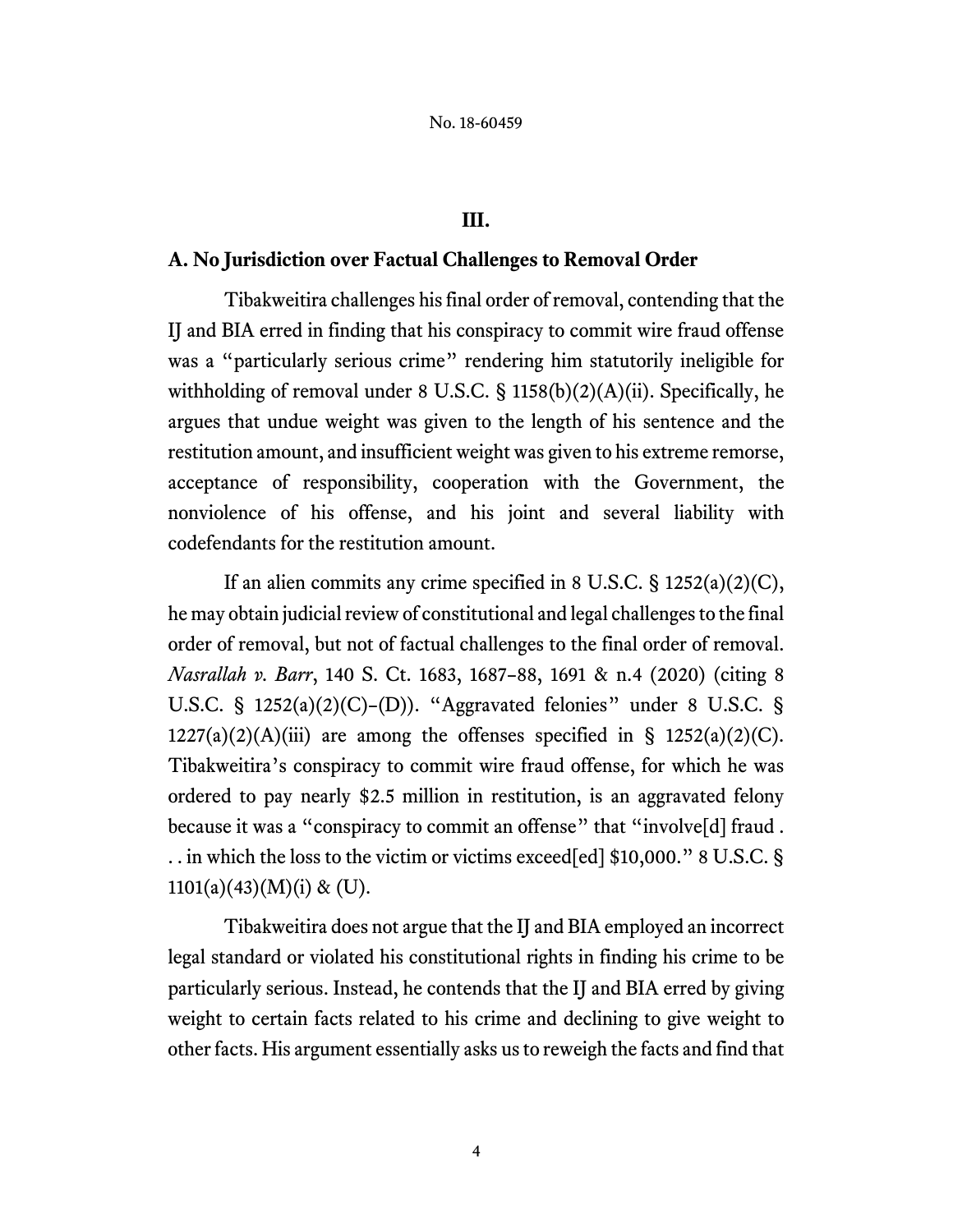## III.

### A. No Jurisdiction over Factual Challenges to Removal Order

Tibakweitira challenges his final order of removal, contending that the IJ and BIA erred in finding that his conspiracy to commit wire fraud offense was a "particularly serious crime" rendering him statutorily ineligible for withholding of removal under 8 U.S.C. § 1158(b)(2)(A)(ii). Specifically, he argues that undue weight was given to the length of his sentence and the restitution amount, and insufficient weight was given to his extreme remorse, acceptance of responsibility, cooperation with the Government, the nonviolence of his offense, and his joint and several liability with codefendants for the restitution amount.

If an alien commits any crime specified in 8 U.S.C. § 1252(a)(2)(C), he may obtain judicial review of constitutional and legal challenges to the final order of removal, but not of factual challenges to the final order of removal. *Nasrallah v. Barr*, 140 S. Ct. 1683, 1687–88, 1691 & n.4 (2020) (citing 8 U.S.C. § 1252(a)(2)(C)–(D)). "Aggravated felonies" under 8 U.S.C. § 1227(a)(2)(A)(iii) are among the offenses specified in § 1252(a)(2)(C). Tibakweitira's conspiracy to commit wire fraud offense, for which he was ordered to pay nearly $2.5 million in restitution, is an aggravated felony because it was a "conspiracy to commit an offense" that "involve[d] fraud . . . in which the loss to the victim or victims exceed[ed] $10,000." 8 U.S.C. § 1101(a)(43)(M)(i) & (U).

Tibakweitira does not argue that the IJ and BIA employed an incorrect legal standard or violated his constitutional rights in finding his crime to be particularly serious. Instead, he contends that the IJ and BIA erred by giving weight to certain facts related to his crime and declining to give weight to other facts. His argument essentially asks us to reweigh the facts and find that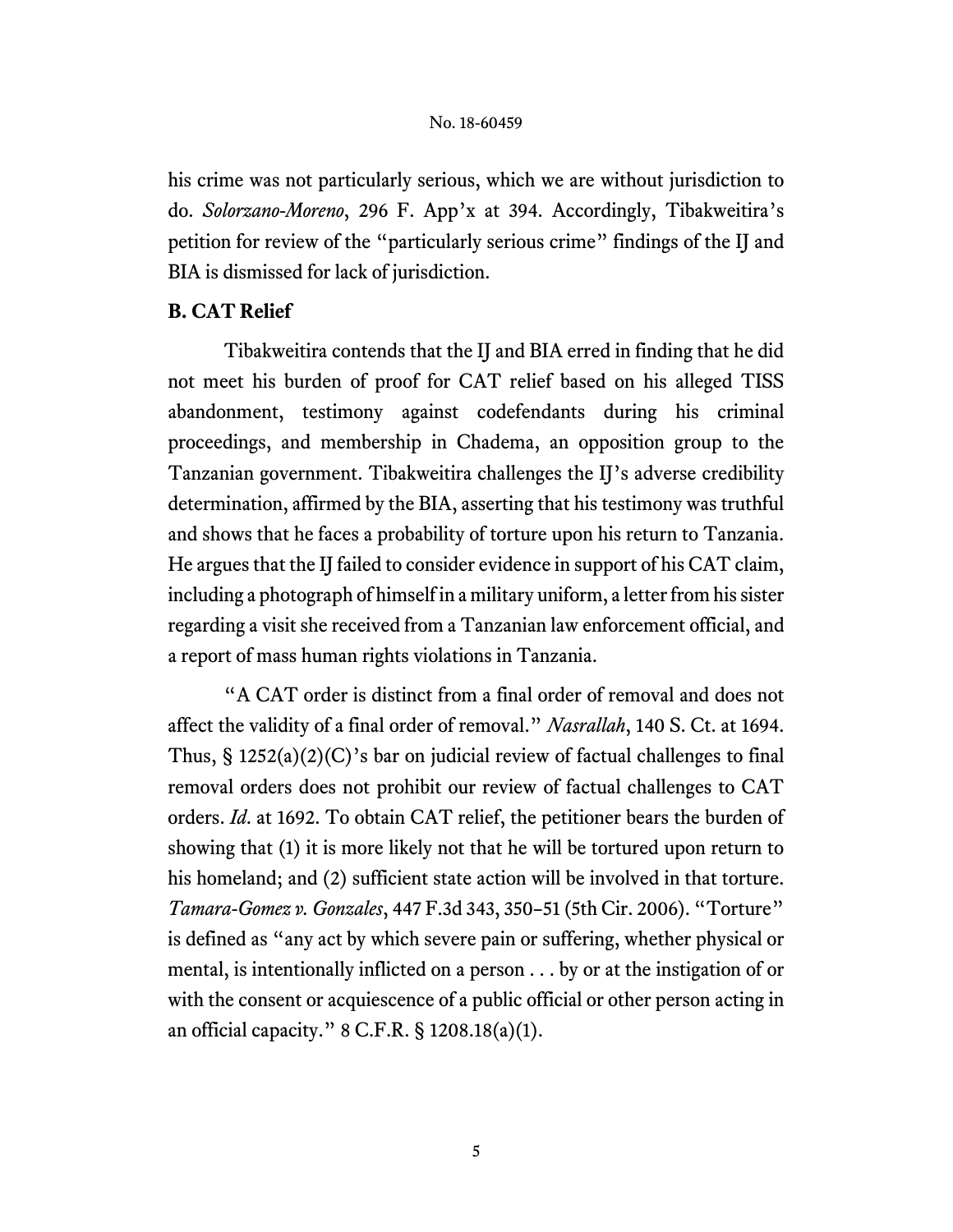his crime was not particularly serious, which we are without jurisdiction to do. *Solorzano-Moreno*, 296 F. App'x at 394. Accordingly, Tibakweitira's petition for review of the "particularly serious crime" findings of the IJ and BIA is dismissed for lack of jurisdiction.

**B. CAT Relief**

Tibakweitira contends that the IJ and BIA erred in finding that he did not meet his burden of proof for CAT relief based on his alleged TISS abandonment, testimony against codefendants during his criminal proceedings, and membership in Chadema, an opposition group to the Tanzanian government. Tibakweitira challenges the IJ's adverse credibility determination, affirmed by the BIA, asserting that his testimony was truthful and shows that he faces a probability of torture upon his return to Tanzania. He argues that the IJ failed to consider evidence in support of his CAT claim, including a photograph of himself in a military uniform, a letter from his sister regarding a visit she received from a Tanzanian law enforcement official, and a report of mass human rights violations in Tanzania.

"A CAT order is distinct from a final order of removal and does not affect the validity of a final order of removal." *Nasrallah*, 140 S. Ct. at 1694. Thus, § 1252(a)(2)(C)'s bar on judicial review of factual challenges to final removal orders does not prohibit our review of factual challenges to CAT orders. *Id*. at 1692. To obtain CAT relief, the petitioner bears the burden of showing that (1) it is more likely not that he will be tortured upon return to his homeland; and (2) sufficient state action will be involved in that torture. *Tamara-Gomez v. Gonzales*, 447 F.3d 343, 350–51 (5th Cir. 2006). "Torture" is defined as "any act by which severe pain or suffering, whether physical or mental, is intentionally inflicted on a person . . . by or at the instigation of or with the consent or acquiescence of a public official or other person acting in an official capacity." 8 C.F.R. § 1208.18(a)(1).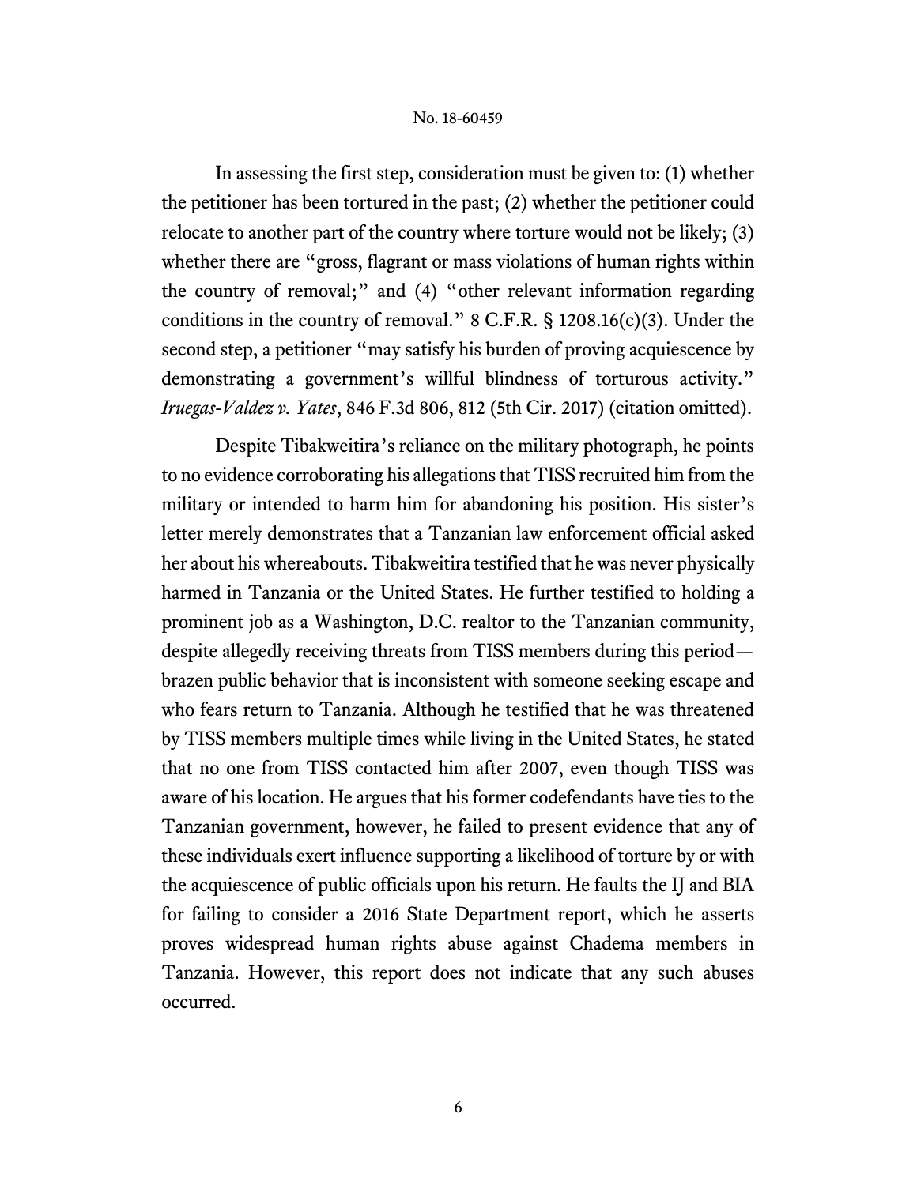In assessing the first step, consideration must be given to: (1) whether the petitioner has been tortured in the past; (2) whether the petitioner could relocate to another part of the country where torture would not be likely; (3) whether there are "gross, flagrant or mass violations of human rights within the country of removal;" and (4) "other relevant information regarding conditions in the country of removal." 8 C.F.R. § 1208.16(c)(3). Under the second step, a petitioner "may satisfy his burden of proving acquiescence by demonstrating a government's willful blindness of torturous activity." *Iruegas-Valdez v. Yates*, 846 F.3d 806, 812 (5th Cir. 2017) (citation omitted).

Despite Tibakweitira's reliance on the military photograph, he points to no evidence corroborating his allegations that TISS recruited him from the military or intended to harm him for abandoning his position. His sister's letter merely demonstrates that a Tanzanian law enforcement official asked her about his whereabouts. Tibakweitira testified that he was never physically harmed in Tanzania or the United States. He further testified to holding a prominent job as a Washington, D.C. realtor to the Tanzanian community, despite allegedly receiving threats from TISS members during this period—brazen public behavior that is inconsistent with someone seeking escape and who fears return to Tanzania. Although he testified that he was threatened by TISS members multiple times while living in the United States, he stated that no one from TISS contacted him after 2007, even though TISS was aware of his location. He argues that his former codefendants have ties to the Tanzanian government, however, he failed to present evidence that any of these individuals exert influence supporting a likelihood of torture by or with the acquiescence of public officials upon his return. He faults the IJ and BIA for failing to consider a 2016 State Department report, which he asserts proves widespread human rights abuse against Chadema members in Tanzania. However, this report does not indicate that any such abuses occurred.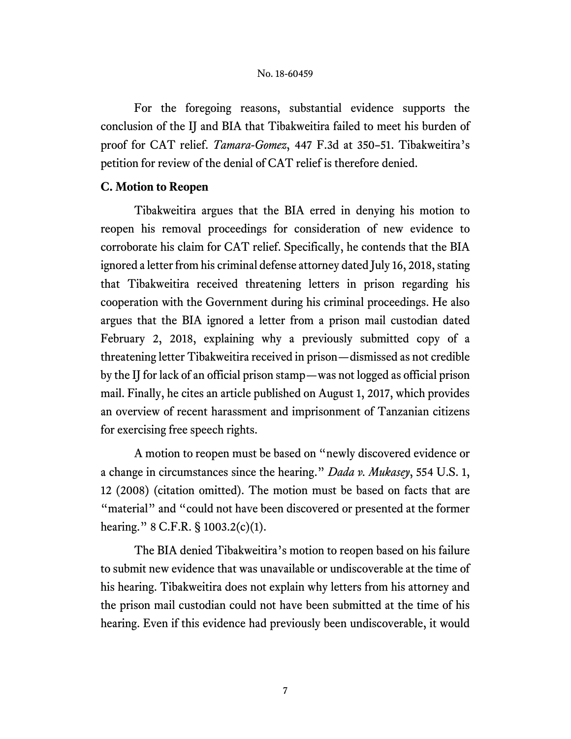For the foregoing reasons, substantial evidence supports the conclusion of the IJ and BIA that Tibakweitira failed to meet his burden of proof for CAT relief. *Tamara-Gomez*, 447 F.3d at 350–51. Tibakweitira's petition for review of the denial of CAT relief is therefore denied.

### C. Motion to Reopen

Tibakweitira argues that the BIA erred in denying his motion to reopen his removal proceedings for consideration of new evidence to corroborate his claim for CAT relief. Specifically, he contends that the BIA ignored a letter from his criminal defense attorney dated July 16, 2018, stating that Tibakweitira received threatening letters in prison regarding his cooperation with the Government during his criminal proceedings. He also argues that the BIA ignored a letter from a prison mail custodian dated February 2, 2018, explaining why a previously submitted copy of a threatening letter Tibakweitira received in prison—dismissed as not credible by the IJ for lack of an official prison stamp—was not logged as official prison mail. Finally, he cites an article published on August 1, 2017, which provides an overview of recent harassment and imprisonment of Tanzanian citizens for exercising free speech rights.

A motion to reopen must be based on "newly discovered evidence or a change in circumstances since the hearing." *Dada v. Mukasey*, 554 U.S. 1, 12 (2008) (citation omitted). The motion must be based on facts that are "material" and "could not have been discovered or presented at the former hearing." 8 C.F.R. § 1003.2(c)(1).

The BIA denied Tibakweitira's motion to reopen based on his failure to submit new evidence that was unavailable or undiscoverable at the time of his hearing. Tibakweitira does not explain why letters from his attorney and the prison mail custodian could not have been submitted at the time of his hearing. Even if this evidence had previously been undiscoverable, it would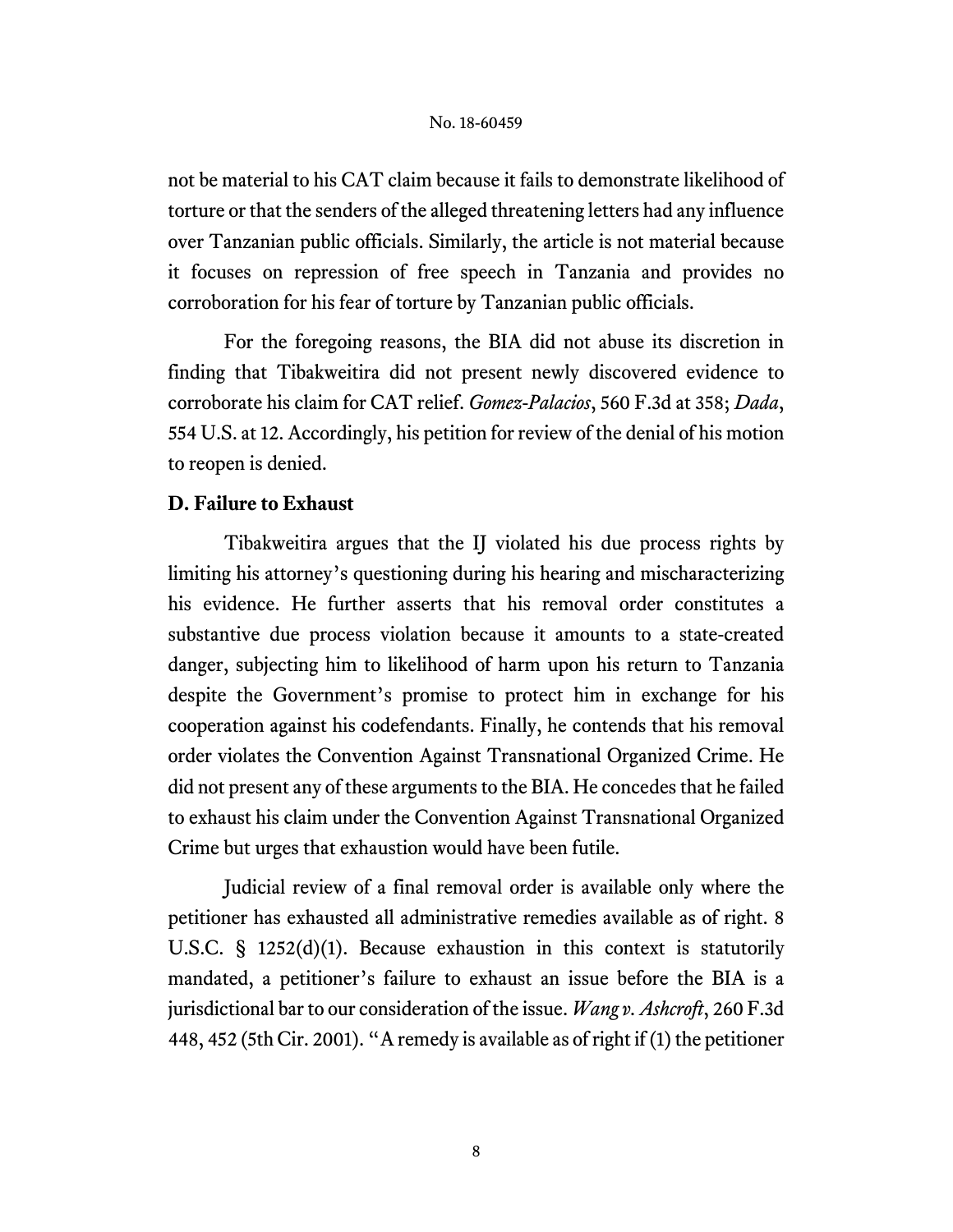not be material to his CAT claim because it fails to demonstrate likelihood of torture or that the senders of the alleged threatening letters had any influence over Tanzanian public officials. Similarly, the article is not material because it focuses on repression of free speech in Tanzania and provides no corroboration for his fear of torture by Tanzanian public officials.

For the foregoing reasons, the BIA did not abuse its discretion in finding that Tibakweitira did not present newly discovered evidence to corroborate his claim for CAT relief. *Gomez-Palacios*, 560 F.3d at 358; *Dada*, 554 U.S. at 12. Accordingly, his petition for review of the denial of his motion to reopen is denied.

**D. Failure to Exhaust**

Tibakweitira argues that the IJ violated his due process rights by limiting his attorney's questioning during his hearing and mischaracterizing his evidence. He further asserts that his removal order constitutes a substantive due process violation because it amounts to a state-created danger, subjecting him to likelihood of harm upon his return to Tanzania despite the Government's promise to protect him in exchange for his cooperation against his codefendants. Finally, he contends that his removal order violates the Convention Against Transnational Organized Crime. He did not present any of these arguments to the BIA. He concedes that he failed to exhaust his claim under the Convention Against Transnational Organized Crime but urges that exhaustion would have been futile.

Judicial review of a final removal order is available only where the petitioner has exhausted all administrative remedies available as of right. 8 U.S.C. § 1252(d)(1). Because exhaustion in this context is statutorily mandated, a petitioner's failure to exhaust an issue before the BIA is a jurisdictional bar to our consideration of the issue. *Wang v. Ashcroft*, 260 F.3d 448, 452 (5th Cir. 2001). "A remedy is available as of right if (1) the petitioner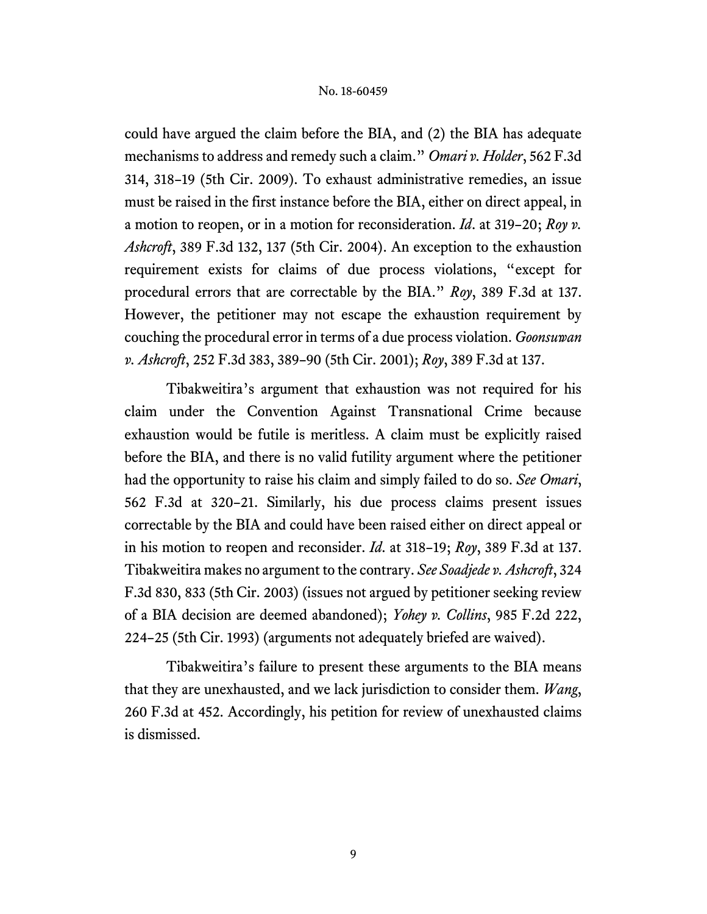could have argued the claim before the BIA, and (2) the BIA has adequate mechanisms to address and remedy such a claim." *Omari v. Holder*, 562 F.3d 314, 318–19 (5th Cir. 2009). To exhaust administrative remedies, an issue must be raised in the first instance before the BIA, either on direct appeal, in a motion to reopen, or in a motion for reconsideration. *Id*. at 319–20; *Roy v. Ashcroft*, 389 F.3d 132, 137 (5th Cir. 2004). An exception to the exhaustion requirement exists for claims of due process violations, "except for procedural errors that are correctable by the BIA." *Roy*, 389 F.3d at 137. However, the petitioner may not escape the exhaustion requirement by couching the procedural error in terms of a due process violation. *Goonsuwan v. Ashcroft*, 252 F.3d 383, 389–90 (5th Cir. 2001); *Roy*, 389 F.3d at 137.

Tibakweitira's argument that exhaustion was not required for his claim under the Convention Against Transnational Crime because exhaustion would be futile is meritless. A claim must be explicitly raised before the BIA, and there is no valid futility argument where the petitioner had the opportunity to raise his claim and simply failed to do so. *See Omari*, 562 F.3d at 320–21. Similarly, his due process claims present issues correctable by the BIA and could have been raised either on direct appeal or in his motion to reopen and reconsider. *Id.* at 318–19; *Roy*, 389 F.3d at 137. Tibakweitira makes no argument to the contrary. *See Soadjede v. Ashcroft*, 324 F.3d 830, 833 (5th Cir. 2003) (issues not argued by petitioner seeking review of a BIA decision are deemed abandoned); *Yohey v. Collins*, 985 F.2d 222, 224–25 (5th Cir. 1993) (arguments not adequately briefed are waived).

Tibakweitira's failure to present these arguments to the BIA means that they are unexhausted, and we lack jurisdiction to consider them. *Wang*, 260 F.3d at 452. Accordingly, his petition for review of unexhausted claims is dismissed.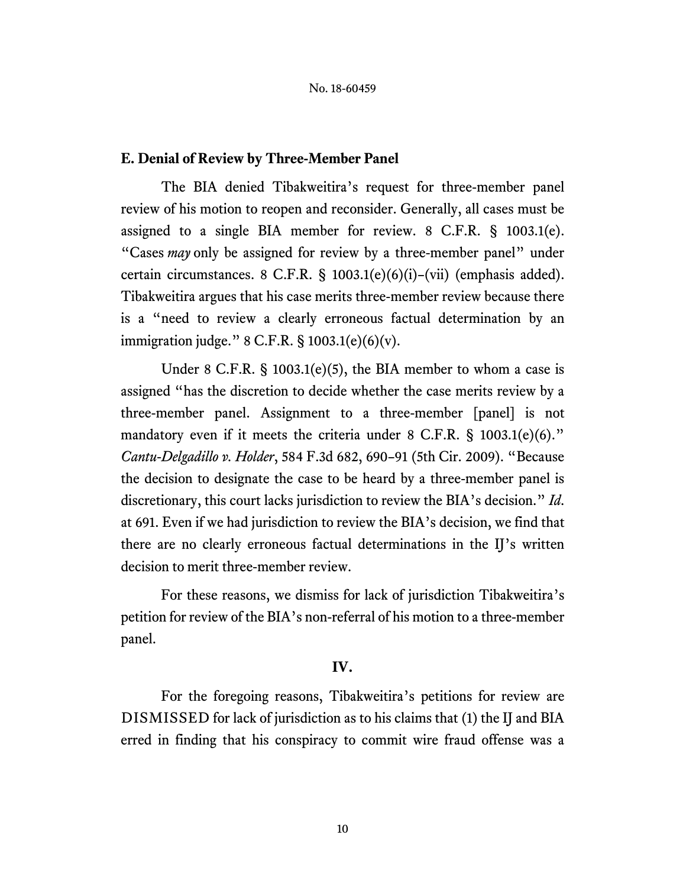### E. Denial of Review by Three-Member Panel

The BIA denied Tibakweitira's request for three-member panel review of his motion to reopen and reconsider. Generally, all cases must be assigned to a single BIA member for review. 8 C.F.R. § 1003.1(e). "Cases *may* only be assigned for review by a three-member panel" under certain circumstances. 8 C.F.R. § 1003.1(e)(6)(i)–(vii) (emphasis added). Tibakweitira argues that his case merits three-member review because there is a "need to review a clearly erroneous factual determination by an immigration judge." 8 C.F.R. § 1003.1(e)(6)(v).

Under 8 C.F.R. § 1003.1(e)(5), the BIA member to whom a case is assigned "has the discretion to decide whether the case merits review by a three-member panel. Assignment to a three-member [panel] is not mandatory even if it meets the criteria under 8 C.F.R. § 1003.1(e)(6)." *Cantu-Delgadillo v. Holder*, 584 F.3d 682, 690–91 (5th Cir. 2009). "Because the decision to designate the case to be heard by a three-member panel is discretionary, this court lacks jurisdiction to review the BIA's decision." *Id.* at 691. Even if we had jurisdiction to review the BIA's decision, we find that there are no clearly erroneous factual determinations in the IJ's written decision to merit three-member review.

For these reasons, we dismiss for lack of jurisdiction Tibakweitira's petition for review of the BIA's non-referral of his motion to a three-member panel.

## IV.

For the foregoing reasons, Tibakweitira's petitions for review are DISMISSED for lack of jurisdiction as to his claims that (1) the IJ and BIA erred in finding that his conspiracy to commit wire fraud offense was a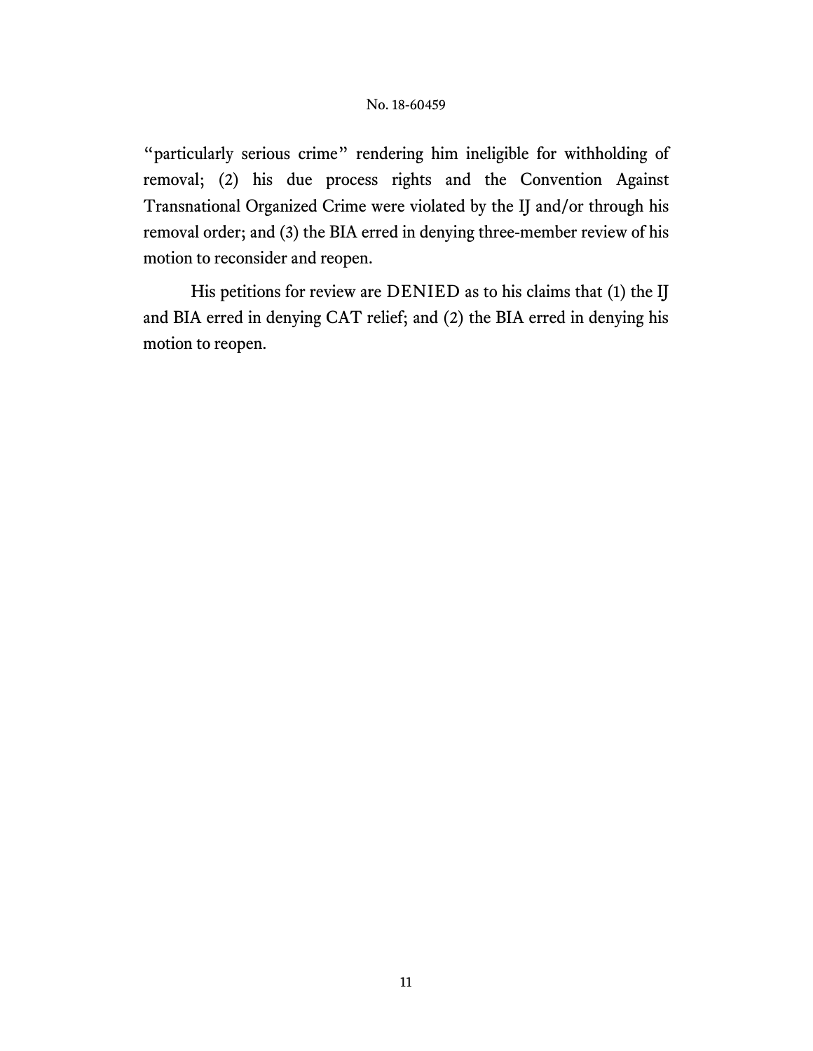"particularly serious crime" rendering him ineligible for withholding of removal; (2) his due process rights and the Convention Against Transnational Organized Crime were violated by the IJ and/or through his removal order; and (3) the BIA erred in denying three-member review of his motion to reconsider and reopen.

His petitions for review are DENIED as to his claims that (1) the IJ and BIA erred in denying CAT relief; and (2) the BIA erred in denying his motion to reopen.